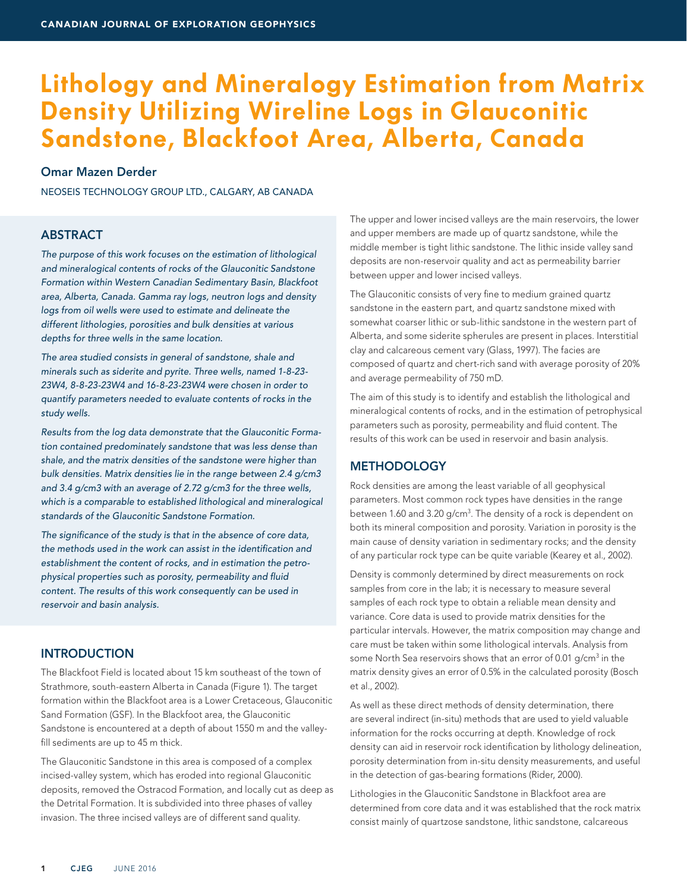# Lithology and Mineralogy Estimation from Matrix Density Utilizing Wireline Logs in Glauconitic Sandstone, Blackfoot Area, Alberta, Canada

**Omar Mazen Derder**

NEOSEIS TECHNOLOGY GROUP LTD., CALGARY, AB CANADA

## ABSTRACT

*The purpose of this work focuses on the estimation of lithological and mineralogical contents of rocks of the Glauconitic Sandstone Formation within Western Canadian Sedimentary Basin, Blackfoot area, Alberta, Canada. Gamma ray logs, neutron logs and density logs from oil wells were used to estimate and delineate the different lithologies, porosities and bulk densities at various depths for three wells in the same location.*

*The area studied consists in general of sandstone, shale and minerals such as siderite and pyrite. Three wells, named 1-8-23-23W4, 8-8-23-23W4 and 16-8-23-23W4 were chosen in order to quantify parameters needed to evaluate contents of rocks in the study wells.*

*Results from the log data demonstrate that the Glauconitic Formation contained predominately sandstone that was less dense than shale, and the matrix densities of the sandstone were higher than bulk densities. Matrix densities lie in the range between 2.4 g/cm3 and 3.4 g/cm3 with an average of 2.72 g/cm3 for the three wells, which is a comparable to established lithological and mineralogical standards of the Glauconitic Sandstone Formation.*

*The significance of the study is that in the absence of core data, the methods used in the work can assist in the identification and establishment the content of rocks, and in estimation the petrophysical properties such as porosity, permeability and fluid content. The results of this work consequently can be used in reservoir and basin analysis.*

## INTRODUCTION

The Blackfoot Field is located about 15 km southeast of the town of Strathmore, south-eastern Alberta in Canada (Figure 1). The target formation within the Blackfoot area is a Lower Cretaceous, Glauconitic Sand Formation (GSF). In the Blackfoot area, the Glauconitic Sandstone is encountered at a depth of about 1550 m and the valley-fill sediments are up to 45 m thick.

The Glauconitic Sandstone in this area is composed of a complex incised-valley system, which has eroded into regional Glauconitic deposits, removed the Ostracod Formation, and locally cut as deep as the Detrital Formation. It is subdivided into three phases of valley invasion. The three incised valleys are of different sand quality.

The upper and lower incised valleys are the main reservoirs, the lower and upper members are made up of quartz sandstone, while the middle member is tight lithic sandstone. The lithic inside valley sand deposits are non-reservoir quality and act as permeability barrier between upper and lower incised valleys.

The Glauconitic consists of very fine to medium grained quartz sandstone in the eastern part, and quartz sandstone mixed with somewhat coarser lithic or sub-lithic sandstone in the western part of Alberta, and some siderite spherules are present in places. Interstitial clay and calcareous cement vary (Glass, 1997). The facies are composed of quartz and chert-rich sand with average porosity of 20% and average permeability of 750 mD.

The aim of this study is to identify and establish the lithological and mineralogical contents of rocks, and in the estimation of petrophysical parameters such as porosity, permeability and fluid content. The results of this work can be used in reservoir and basin analysis.

## METHODOLOGY

Rock densities are among the least variable of all geophysical parameters. Most common rock types have densities in the range between 1.60 and 3.20 g/cm$^3$. The density of a rock is dependent on both its mineral composition and porosity. Variation in porosity is the main cause of density variation in sedimentary rocks; and the density of any particular rock type can be quite variable (Kearey et al., 2002).

Density is commonly determined by direct measurements on rock samples from core in the lab; it is necessary to measure several samples of each rock type to obtain a reliable mean density and variance. Core data is used to provide matrix densities for the particular intervals. However, the matrix composition may change and care must be taken within some lithological intervals. Analysis from some North Sea reservoirs shows that an error of 0.01 g/cm$^3$ in the matrix density gives an error of 0.5% in the calculated porosity (Bosch et al., 2002).

As well as these direct methods of density determination, there are several indirect (in-situ) methods that are used to yield valuable information for the rocks occurring at depth. Knowledge of rock density can aid in reservoir rock identification by lithology delineation, porosity determination from in-situ density measurements, and useful in the detection of gas-bearing formations (Rider, 2000).

Lithologies in the Glauconitic Sandstone in Blackfoot area are determined from core data and it was established that the rock matrix consist mainly of quartzose sandstone, lithic sandstone, calcareous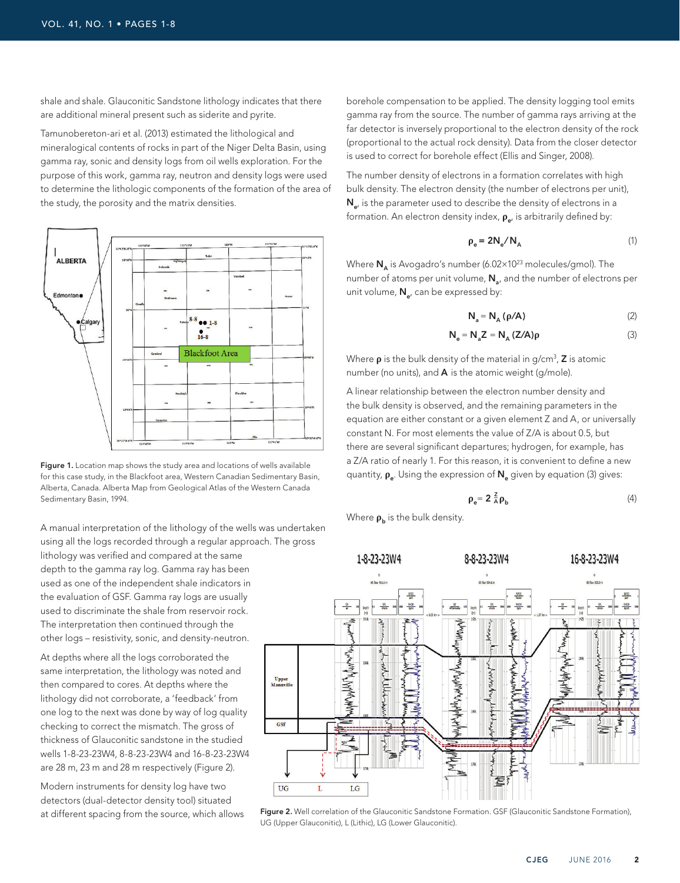shale and shale. Glauconitic Sandstone lithology indicates that there are additional mineral present such as siderite and pyrite.

Tamunoberenton-ari et al. (2013) estimated the lithological and mineralogical contents of rocks in part of the Niger Delta Basin, using gamma ray, sonic and density logs from oil wells exploration. For the purpose of this work, gamma ray, neutron and density logs were used to determine the lithologic components of the formation of the area of the study, the porosity and the matrix densities.

Figure 1. Location map shows the study area and locations of wells available for this case study, in the Blackfoot area, Western Canadian Sedimentary Basin, Alberta, Canada. Alberta Map from Geological Atlas of the Western Canada Sedimentary Basin, 1994.

A manual interpretation of the lithology of the wells was undertaken using all the logs recorded through a regular approach. The gross lithology was verified and compared at the same depth to the gamma ray log. Gamma ray has been used as one of the independent shale indicators in the evaluation of GSF. Gamma ray logs are usually used to discriminate the shale from reservoir rock. The interpretation then continued through the other logs – resistivity, sonic, and density-neutron.

At depths where all the logs corroborated the same interpretation, the lithology was noted and then compared to cores. At depths where the lithology did not corroborate, a 'feedback' from one log to the next was done by way of log quality checking to correct the mismatch. The gross of thickness of Glauconitic sandstone in the studied wells 1-8-23-23W4, 8-8-23-23W4 and 16-8-23-23W4 are 28 m, 23 m and 28 m respectively (Figure 2).

Modern instruments for density log have two detectors (dual-detector density tool) situated at different spacing from the source, which allows borehole compensation to be applied. The density logging tool emits gamma ray from the source. The number of gamma rays arriving at the far detector is inversely proportional to the electron density of the rock (proportional to the actual rock density). Data from the closer detector is used to correct for borehole effect (Ellis and Singer, 2008).

The number density of electrons in a formation correlates with high bulk density. The electron density (the number of electrons per unit), $\mathbf{N_e}$, is the parameter used to describe the density of electrons in a formation. An electron density index, $\boldsymbol{\rho_e}$, is arbitrarily defined by:

$$\rho_e = 2N_e/N_A \tag{1}$$

Where $\mathbf{N_A}$ is Avogadro's number ($6.02\times10^{23}$ molecules/gmol). The number of atoms per unit volume, $\mathbf{N_a}$, and the number of electrons per unit volume, $\mathbf{N_e}$, can be expressed by:

$$N_a = N_A\,(\rho/A) \tag{2}$$

$$N_e = N_a Z = N_A\,(Z/A)\rho \tag{3}$$

Where $\boldsymbol{\rho}$ is the bulk density of the material in g/cm$^3$, $\mathbf{Z}$ is atomic number (no units), and $\mathbf{A}$ is the atomic weight (g/mole).

A linear relationship between the electron number density and the bulk density is observed, and the remaining parameters in the equation are either constant or a given element Z and A, or universally constant N. For most elements the value of Z/A is about 0.5, but there are several significant departures; hydrogen, for example, has a Z/A ratio of nearly 1. For this reason, it is convenient to define a new quantity, $\boldsymbol{\rho_e}$. Using the expression of $\mathbf{N_e}$ given by equation (3) gives:

$$\rho_e = 2\,\frac{Z}{A}\,\rho_b \tag{4}$$

Where $\boldsymbol{\rho_b}$ is the bulk density.

Figure 2. Well correlation of the Glauconitic Sandstone Formation. GSF (Glauconitic Sandstone Formation), UG (Upper Glauconitic), L (Lithic), LG (Lower Glauconitic).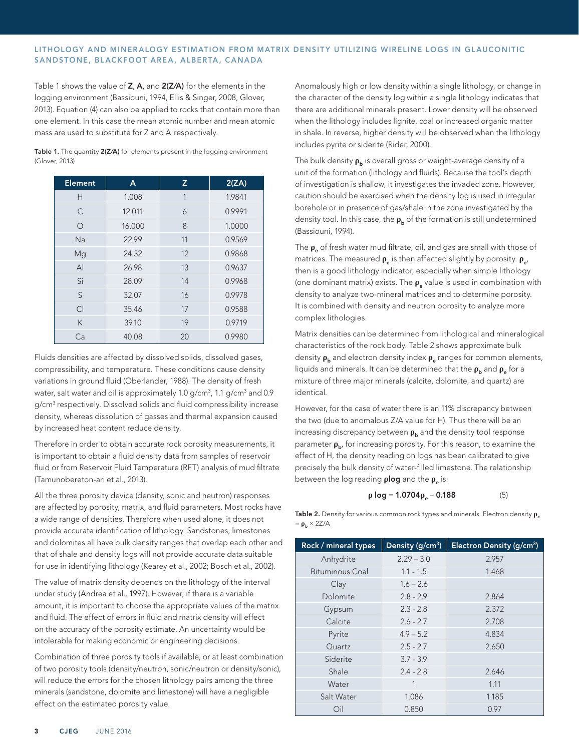Table 1 shows the value of **Z**, **A**, and **2(Z/A)** for the elements in the logging environment (Bassiouni, 1994, Ellis & Singer, 2008, Glover, 2013). Equation (4) can also be applied to rocks that contain more than one element. In this case the mean atomic number and mean atomic mass are used to substitute for Z and A respectively.

**Table 1.** The quantity **2(Z/A)** for elements present in the logging environment (Glover, 2013)

| Element | A | Z | 2(ZA) |
|---|---|---|---|
| H | 1.008 | 1 | 1.9841 |
| C | 12.011 | 6 | 0.9991 |
| O | 16.000 | 8 | 1.0000 |
| Na | 22.99 | 11 | 0.9569 |
| Mg | 24.32 | 12 | 0.9868 |
| Al | 26.98 | 13 | 0.9637 |
| Si | 28.09 | 14 | 0.9968 |
| S | 32.07 | 16 | 0.9978 |
| Cl | 35.46 | 17 | 0.9588 |
| K | 39.10 | 19 | 0.9719 |
| Ca | 40.08 | 20 | 0.9980 |

Fluids densities are affected by dissolved solids, dissolved gases, compressibility, and temperature. These conditions cause density variations in ground fluid (Oberlander, 1988). The density of fresh water, salt water and oil is approximately 1.0 g/cm$^3$, 1.1 g/cm$^3$ and 0.9 g/cm$^3$ respectively. Dissolved solids and fluid compressibility increase density, whereas dissolution of gasses and thermal expansion caused by increased heat content reduce density.

Therefore in order to obtain accurate rock porosity measurements, it is important to obtain a fluid density data from samples of reservoir fluid or from Reservoir Fluid Temperature (RFT) analysis of mud filtrate (Tamunobereton-ari et al., 2013).

All the three porosity device (density, sonic and neutron) responses are affected by porosity, matrix, and fluid parameters. Most rocks have a wide range of densities. Therefore when used alone, it does not provide accurate identification of lithology. Sandstones, limestones and dolomites all have bulk density ranges that overlap each other and that of shale and density logs will not provide accurate data suitable for use in identifying lithology (Kearey et al., 2002; Bosch et al., 2002).

The value of matrix density depends on the lithology of the interval under study (Andrea et al., 1997). However, if there is a variable amount, it is important to choose the appropriate values of the matrix and fluid. The effect of errors in fluid and matrix density will effect on the accuracy of the porosity estimate. An uncertainty would be intolerable for making economic or engineering decisions.

Combination of three porosity tools if available, or at least combination of two porosity tools (density/neutron, sonic/neutron or density/sonic), will reduce the errors for the chosen lithology pairs among the three minerals (sandstone, dolomite and limestone) will have a negligible effect on the estimated porosity value.

Anomalously high or low density within a single lithology, or change in the character of the density log within a single lithology indicates that there are additional minerals present. Lower density will be observed when the lithology includes lignite, coal or increased organic matter in shale. In reverse, higher density will be observed when the lithology includes pyrite or siderite (Rider, 2000).

The bulk density $\rho_b$ is overall gross or weight-average density of a unit of the formation (lithology and fluids). Because the tool's depth of investigation is shallow, it investigates the invaded zone. However, caution should be exercised when the density log is used in irregular borehole or in presence of gas/shale in the zone investigated by the density tool. In this case, the $\rho_b$ of the formation is still undetermined (Bassiouni, 1994).

The $\rho_e$ of fresh water mud filtrate, oil, and gas are small with those of matrices. The measured $\rho_e$ is then affected slightly by porosity. $\rho_e$, then is a good lithology indicator, especially when simple lithology (one dominant matrix) exists. The $\rho_e$ value is used in combination with density to analyze two-mineral matrices and to determine porosity. It is combined with density and neutron porosity to analyze more complex lithologies.

Matrix densities can be determined from lithological and mineralogical characteristics of the rock body. Table 2 shows approximate bulk density $\rho_b$ and electron density index $\rho_e$ ranges for common elements, liquids and minerals. It can be determined that the $\rho_b$ and $\rho_e$ for a mixture of three major minerals (calcite, dolomite, and quartz) are identical.

However, for the case of water there is an 11% discrepancy between the two (due to anomalous Z/A value for H). Thus there will be an increasing discrepancy between $\rho_b$ and the density tool response parameter $\rho_b$, for increasing porosity. For this reason, to examine the effect of H, the density reading on logs has been calibrated to give precisely the bulk density of water-filled limestone. The relationship between the log reading **ρlog** and the $\rho_e$ is:

$$\rho \log = 1.0704\rho_e - 0.188 \qquad (5)$$

**Table 2.** Density for various common rock types and minerals. Electron density $\rho_e = \rho_b \times 2Z/A$

| Rock / mineral types | Density (g/cm$^3$) | Electron Density (g/cm$^3$) |
|---|---|---|
| Anhydrite | 2.29 – 3.0 | 2.957 |
| Bituminous Coal | 1.1 - 1.5 | 1.468 |
| Clay | 1.6 – 2.6 | |
| Dolomite | 2.8 - 2.9 | 2.864 |
| Gypsum | 2.3 - 2.8 | 2.372 |
| Calcite | 2.6 - 2.7 | 2.708 |
| Pyrite | 4.9 – 5.2 | 4.834 |
| Quartz | 2.5 - 2.7 | 2.650 |
| Siderite | 3.7 - 3.9 | |
| Shale | 2.4 - 2.8 | 2.646 |
| Water | 1 | 1.11 |
| Salt Water | 1.086 | 1.185 |
| Oil | 0.850 | 0.97 |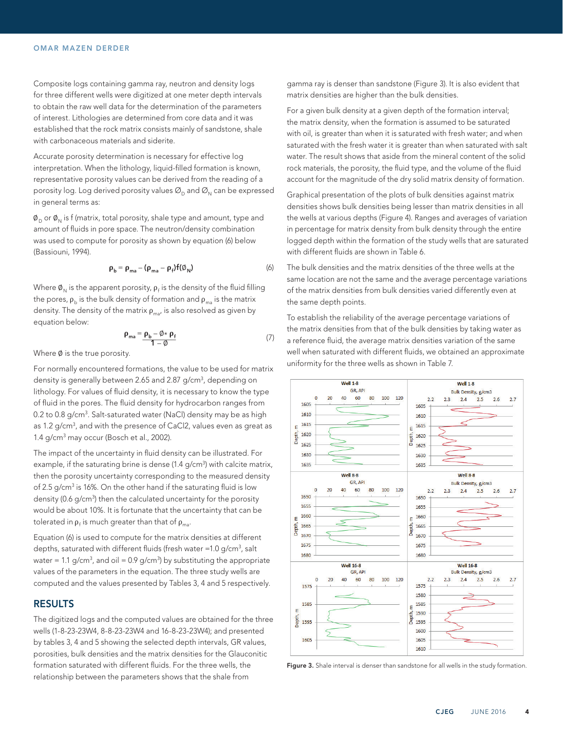Composite logs containing gamma ray, neutron and density logs for three different wells were digitized at one meter depth intervals to obtain the raw well data for the determination of the parameters of interest. Lithologies are determined from core data and it was established that the rock matrix consists mainly of sandstone, shale with carbonaceous materials and siderite.

Accurate porosity determination is necessary for effective log interpretation. When the lithology, liquid-filled formation is known, representative porosity values can be derived from the reading of a porosity log. Log derived porosity values $\emptyset_D$ and $\emptyset_N$ can be expressed in general terms as:

$\emptyset_D$ or $\emptyset_N$ is f (matrix, total porosity, shale type and amount, type and amount of fluids in pore space. The neutron/density combination was used to compute for porosity as shown by equation (6) below (Bassiouni, 1994).

$$\rho_b = \rho_{ma} - (\rho_{ma} - \rho_f)f(\emptyset_N) \tag{6}$$

Where $\emptyset_N$ is the apparent porosity, $\rho_f$ is the density of the fluid filling the pores, $\rho_b$ is the bulk density of formation and $\rho_{ma}$ is the matrix density. The density of the matrix $\rho_{ma}$, is also resolved as given by equation below:

$$\rho_{ma} = \frac{\rho_b - \emptyset * \rho_f}{1 - \emptyset} \tag{7}$$

Where $\emptyset$ is the true porosity.

For normally encountered formations, the value to be used for matrix density is generally between 2.65 and 2.87 g/cm$^3$, depending on lithology. For values of fluid density, it is necessary to know the type of fluid in the pores. The fluid density for hydrocarbon ranges from 0.2 to 0.8 g/cm$^3$. Salt-saturated water (NaCl) density may be as high as 1.2 g/cm$^3$, and with the presence of $CaCl_2$, values even as great as 1.4 g/cm$^3$ may occur (Bosch et al., 2002).

The impact of the uncertainty in fluid density can be illustrated. For example, if the saturating brine is dense (1.4 g/cm$^3$) with calcite matrix, then the porosity uncertainty corresponding to the measured density of 2.5 g/cm$^3$ is 16%. On the other hand if the saturating fluid is low density (0.6 g/cm$^3$) then the calculated uncertainty for the porosity would be about 10%. It is fortunate that the uncertainty that can be tolerated in $\rho_f$ is much greater than that of $\rho_{ma}$.

Equation (6) is used to compute for the matrix densities at different depths, saturated with different fluids (fresh water =1.0 g/cm$^3$, salt water = 1.1 g/cm$^3$, and oil = 0.9 g/cm$^3$) by substituting the appropriate values of the parameters in the equation. The three study wells are computed and the values presented by Tables 3, 4 and 5 respectively.

## RESULTS

The digitized logs and the computed values are obtained for the three wells (1-8-23-23W4, 8-8-23-23W4 and 16-8-23-23W4); and presented by tables 3, 4 and 5 showing the selected depth intervals, GR values, porosities, bulk densities and the matrix densities for the Glauconitic formation saturated with different fluids. For the three wells, the relationship between the parameters shows that the shale from gamma ray is denser than sandstone (Figure 3). It is also evident that matrix densities are higher than the bulk densities.

For a given bulk density at a given depth of the formation interval; the matrix density, when the formation is assumed to be saturated with oil, is greater than when it is saturated with fresh water; and when saturated with the fresh water it is greater than when saturated with salt water. The result shows that aside from the mineral content of the solid rock materials, the porosity, the fluid type, and the volume of the fluid account for the magnitude of the dry solid matrix density of formation.

Graphical presentation of the plots of bulk densities against matrix densities shows bulk densities being lesser than matrix densities in all the wells at various depths (Figure 4). Ranges and averages of variation in percentage for matrix density from bulk density through the entire logged depth within the formation of the study wells that are saturated with different fluids are shown in Table 6.

The bulk densities and the matrix densities of the three wells at the same location are not the same and the average percentage variations of the matrix densities from bulk densities varied differently even at the same depth points.

To establish the reliability of the average percentage variations of the matrix densities from that of the bulk densities by taking water as a reference fluid, the average matrix densities variation of the same well when saturated with different fluids, we obtained an approximate uniformity for the three wells as shown in Table 7.

**Figure 3.** Shale interval is denser than sandstone for all wells in the study formation.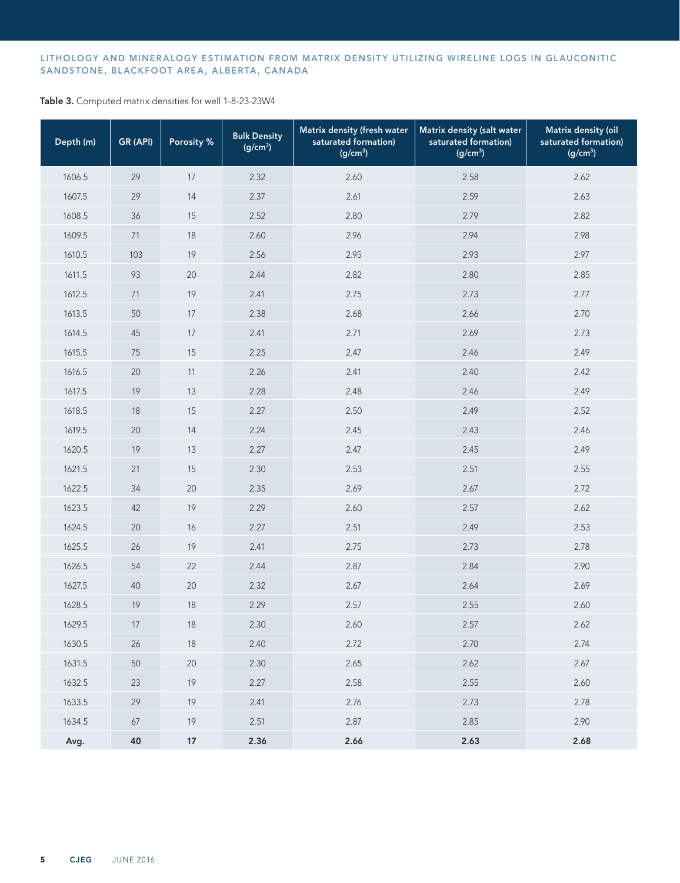**Table 3.** Computed matrix densities for well 1-8-23-23W4

| Depth (m) | GR (API) | Porosity % | Bulk Density (g/cm$^3$) | Matrix density (fresh water saturated formation) (g/cm$^3$) | Matrix density (salt water saturated formation) (g/cm$^3$) | Matrix density (oil saturated formation) (g/cm$^3$) |
|---|---|---|---|---|---|---|
| 1606.5 | 29 | 17 | 2.32 | 2.60 | 2.58 | 2.62 |
| 1607.5 | 29 | 14 | 2.37 | 2.61 | 2.59 | 2.63 |
| 1608.5 | 36 | 15 | 2.52 | 2.80 | 2.79 | 2.82 |
| 1609.5 | 71 | 18 | 2.60 | 2.96 | 2.94 | 2.98 |
| 1610.5 | 103 | 19 | 2.56 | 2.95 | 2.93 | 2.97 |
| 1611.5 | 93 | 20 | 2.44 | 2.82 | 2.80 | 2.85 |
| 1612.5 | 71 | 19 | 2.41 | 2.75 | 2.73 | 2.77 |
| 1613.5 | 50 | 17 | 2.38 | 2.68 | 2.66 | 2.70 |
| 1614.5 | 45 | 17 | 2.41 | 2.71 | 2.69 | 2.73 |
| 1615.5 | 75 | 15 | 2.25 | 2.47 | 2.46 | 2.49 |
| 1616.5 | 20 | 11 | 2.26 | 2.41 | 2.40 | 2.42 |
| 1617.5 | 19 | 13 | 2.28 | 2.48 | 2.46 | 2.49 |
| 1618.5 | 18 | 15 | 2.27 | 2.50 | 2.49 | 2.52 |
| 1619.5 | 20 | 14 | 2.24 | 2.45 | 2.43 | 2.46 |
| 1620.5 | 19 | 13 | 2.27 | 2.47 | 2.45 | 2.49 |
| 1621.5 | 21 | 15 | 2.30 | 2.53 | 2.51 | 2.55 |
| 1622.5 | 34 | 20 | 2.35 | 2.69 | 2.67 | 2.72 |
| 1623.5 | 42 | 19 | 2.29 | 2.60 | 2.57 | 2.62 |
| 1624.5 | 20 | 16 | 2.27 | 2.51 | 2.49 | 2.53 |
| 1625.5 | 26 | 19 | 2.41 | 2.75 | 2.73 | 2.78 |
| 1626.5 | 54 | 22 | 2.44 | 2.87 | 2.84 | 2.90 |
| 1627.5 | 40 | 20 | 2.32 | 2.67 | 2.64 | 2.69 |
| 1628.5 | 19 | 18 | 2.29 | 2.57 | 2.55 | 2.60 |
| 1629.5 | 17 | 18 | 2.30 | 2.60 | 2.57 | 2.62 |
| 1630.5 | 26 | 18 | 2.40 | 2.72 | 2.70 | 2.74 |
| 1631.5 | 50 | 20 | 2.30 | 2.65 | 2.62 | 2.67 |
| 1632.5 | 23 | 19 | 2.27 | 2.58 | 2.55 | 2.60 |
| 1633.5 | 29 | 19 | 2.41 | 2.76 | 2.73 | 2.78 |
| 1634.5 | 67 | 19 | 2.51 | 2.87 | 2.85 | 2.90 |
| **Avg.** | **40** | **17** | **2.36** | **2.66** | **2.63** | **2.68** |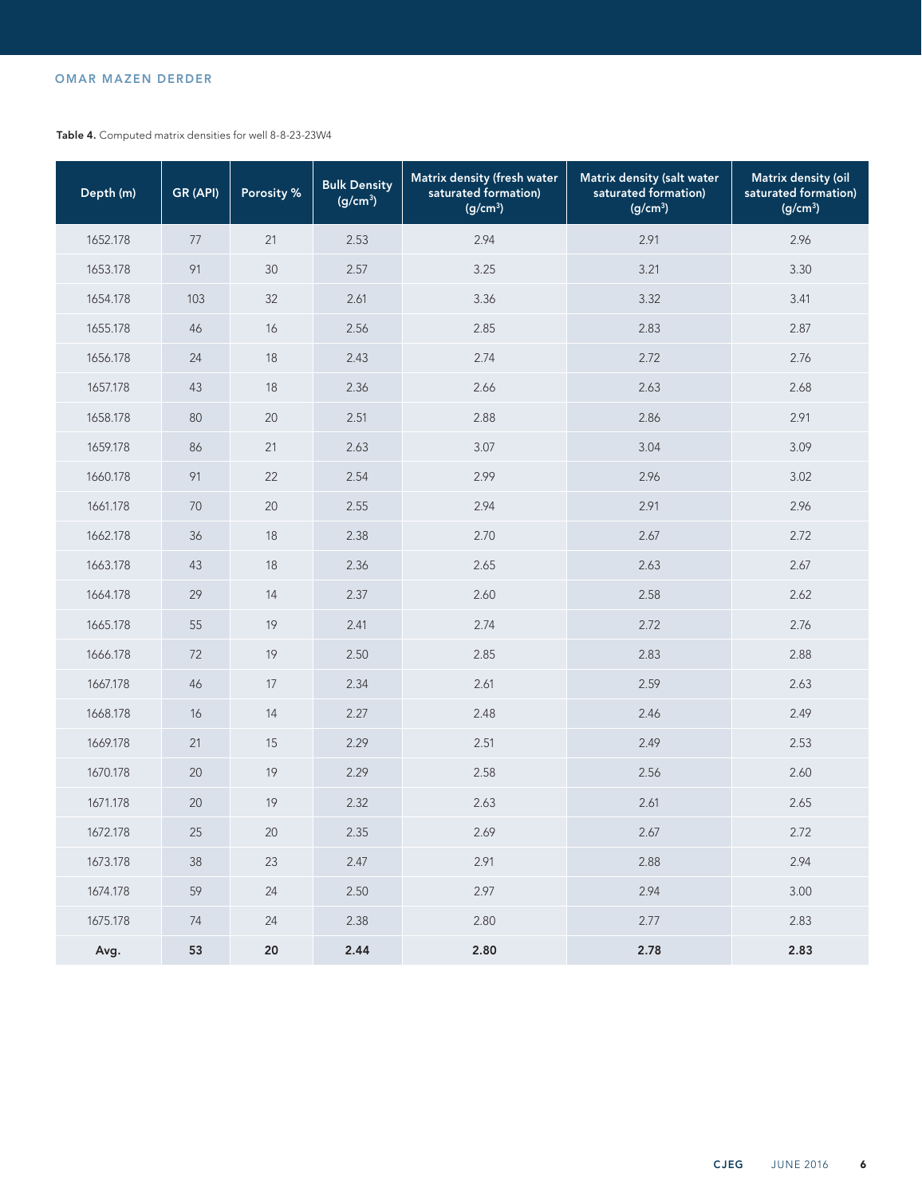**Table 4.** Computed matrix densities for well 8-8-23-23W4

| Depth (m) | GR (API) | Porosity % | Bulk Density (g/cm$^3$) | Matrix density (fresh water saturated formation) (g/cm$^3$) | Matrix density (salt water saturated formation) (g/cm$^3$) | Matrix density (oil saturated formation) (g/cm$^3$) |
|---|---|---|---|---|---|---|
| 1652.178 | 77 | 21 | 2.53 | 2.94 | 2.91 | 2.96 |
| 1653.178 | 91 | 30 | 2.57 | 3.25 | 3.21 | 3.30 |
| 1654.178 | 103 | 32 | 2.61 | 3.36 | 3.32 | 3.41 |
| 1655.178 | 46 | 16 | 2.56 | 2.85 | 2.83 | 2.87 |
| 1656.178 | 24 | 18 | 2.43 | 2.74 | 2.72 | 2.76 |
| 1657.178 | 43 | 18 | 2.36 | 2.66 | 2.63 | 2.68 |
| 1658.178 | 80 | 20 | 2.51 | 2.88 | 2.86 | 2.91 |
| 1659.178 | 86 | 21 | 2.63 | 3.07 | 3.04 | 3.09 |
| 1660.178 | 91 | 22 | 2.54 | 2.99 | 2.96 | 3.02 |
| 1661.178 | 70 | 20 | 2.55 | 2.94 | 2.91 | 2.96 |
| 1662.178 | 36 | 18 | 2.38 | 2.70 | 2.67 | 2.72 |
| 1663.178 | 43 | 18 | 2.36 | 2.65 | 2.63 | 2.67 |
| 1664.178 | 29 | 14 | 2.37 | 2.60 | 2.58 | 2.62 |
| 1665.178 | 55 | 19 | 2.41 | 2.74 | 2.72 | 2.76 |
| 1666.178 | 72 | 19 | 2.50 | 2.85 | 2.83 | 2.88 |
| 1667.178 | 46 | 17 | 2.34 | 2.61 | 2.59 | 2.63 |
| 1668.178 | 16 | 14 | 2.27 | 2.48 | 2.46 | 2.49 |
| 1669.178 | 21 | 15 | 2.29 | 2.51 | 2.49 | 2.53 |
| 1670.178 | 20 | 19 | 2.29 | 2.58 | 2.56 | 2.60 |
| 1671.178 | 20 | 19 | 2.32 | 2.63 | 2.61 | 2.65 |
| 1672.178 | 25 | 20 | 2.35 | 2.69 | 2.67 | 2.72 |
| 1673.178 | 38 | 23 | 2.47 | 2.91 | 2.88 | 2.94 |
| 1674.178 | 59 | 24 | 2.50 | 2.97 | 2.94 | 3.00 |
| 1675.178 | 74 | 24 | 2.38 | 2.80 | 2.77 | 2.83 |
| **Avg.** | **53** | **20** | **2.44** | **2.80** | **2.78** | **2.83** |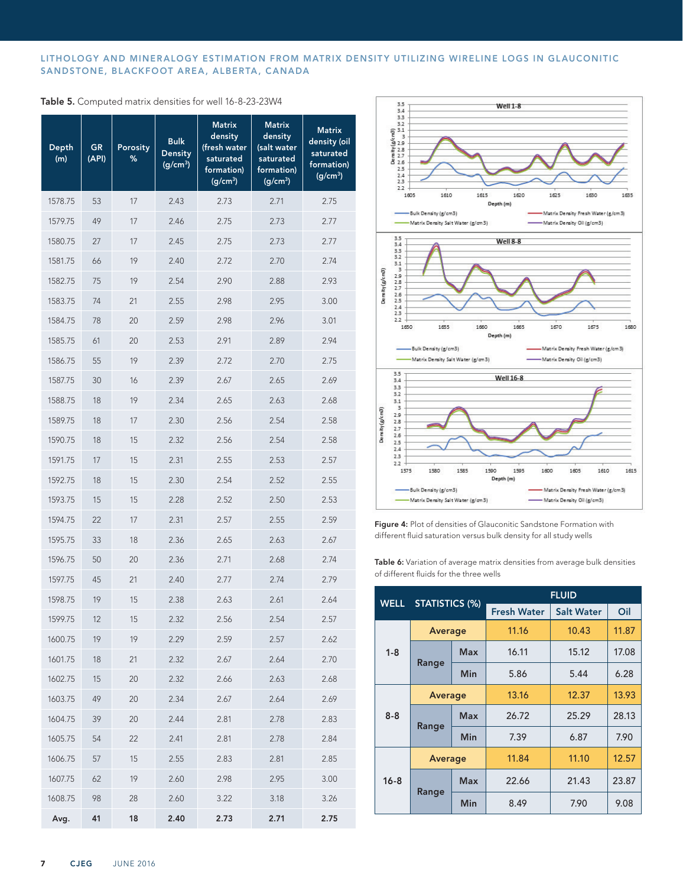**Table 5.** Computed matrix densities for well 16-8-23-23W4

| Depth (m) | GR (API) | Porosity % | Bulk Density (g/cm³) | Matrix density (fresh water saturated formation) (g/cm³) | Matrix density (salt water saturated formation) (g/cm³) | Matrix density (oil saturated formation) (g/cm³) |
|---|---|---|---|---|---|---|
| 1578.75 | 53 | 17 | 2.43 | 2.73 | 2.71 | 2.75 |
| 1579.75 | 49 | 17 | 2.46 | 2.75 | 2.73 | 2.77 |
| 1580.75 | 27 | 17 | 2.45 | 2.75 | 2.73 | 2.77 |
| 1581.75 | 66 | 19 | 2.40 | 2.72 | 2.70 | 2.74 |
| 1582.75 | 75 | 19 | 2.54 | 2.90 | 2.88 | 2.93 |
| 1583.75 | 74 | 21 | 2.55 | 2.98 | 2.95 | 3.00 |
| 1584.75 | 78 | 20 | 2.59 | 2.98 | 2.96 | 3.01 |
| 1585.75 | 61 | 20 | 2.53 | 2.91 | 2.89 | 2.94 |
| 1586.75 | 55 | 19 | 2.39 | 2.72 | 2.70 | 2.75 |
| 1587.75 | 30 | 16 | 2.39 | 2.67 | 2.65 | 2.69 |
| 1588.75 | 18 | 19 | 2.34 | 2.65 | 2.63 | 2.68 |
| 1589.75 | 18 | 17 | 2.30 | 2.56 | 2.54 | 2.58 |
| 1590.75 | 18 | 15 | 2.32 | 2.56 | 2.54 | 2.58 |
| 1591.75 | 17 | 15 | 2.31 | 2.55 | 2.53 | 2.57 |
| 1592.75 | 18 | 15 | 2.30 | 2.54 | 2.52 | 2.55 |
| 1593.75 | 15 | 15 | 2.28 | 2.52 | 2.50 | 2.53 |
| 1594.75 | 22 | 17 | 2.31 | 2.57 | 2.55 | 2.59 |
| 1595.75 | 33 | 18 | 2.36 | 2.65 | 2.63 | 2.67 |
| 1596.75 | 50 | 20 | 2.36 | 2.71 | 2.68 | 2.74 |
| 1597.75 | 45 | 21 | 2.40 | 2.77 | 2.74 | 2.79 |
| 1598.75 | 19 | 15 | 2.38 | 2.63 | 2.61 | 2.64 |
| 1599.75 | 12 | 15 | 2.32 | 2.56 | 2.54 | 2.57 |
| 1600.75 | 19 | 19 | 2.29 | 2.59 | 2.57 | 2.62 |
| 1601.75 | 18 | 21 | 2.32 | 2.67 | 2.64 | 2.70 |
| 1602.75 | 15 | 20 | 2.32 | 2.66 | 2.63 | 2.68 |
| 1603.75 | 49 | 20 | 2.34 | 2.67 | 2.64 | 2.69 |
| 1604.75 | 39 | 20 | 2.44 | 2.81 | 2.78 | 2.83 |
| 1605.75 | 54 | 22 | 2.41 | 2.81 | 2.78 | 2.84 |
| 1606.75 | 57 | 15 | 2.55 | 2.83 | 2.81 | 2.85 |
| 1607.75 | 62 | 19 | 2.60 | 2.98 | 2.95 | 3.00 |
| 1608.75 | 98 | 28 | 2.60 | 3.22 | 3.18 | 3.26 |
| **Avg.** | **41** | **18** | **2.40** | **2.73** | **2.71** | **2.75** |

**Figure 4:** Plot of densities of Glauconitic Sandstone Formation with different fluid saturation versus bulk density for all study wells

**Table 6:** Variation of average matrix densities from average bulk densities of different fluids for the three wells

| WELL | STATISTICS (%) | | FLUID | | |
|---|---|---|---|---|---|
| | | | Fresh Water | Salt Water | Oil |
| 1-8 | Average | | 11.16 | 10.43 | 11.87 |
| | Range | Max | 16.11 | 15.12 | 17.08 |
| | | Min | 5.86 | 5.44 | 6.28 |
| 8-8 | Average | | 13.16 | 12.37 | 13.93 |
| | Range | Max | 26.72 | 25.29 | 28.13 |
| | | Min | 7.39 | 6.87 | 7.90 |
| 16-8 | Average | | 11.84 | 11.10 | 12.57 |
| | Range | Max | 22.66 | 21.43 | 23.87 |
| | | Min | 8.49 | 7.90 | 9.08 |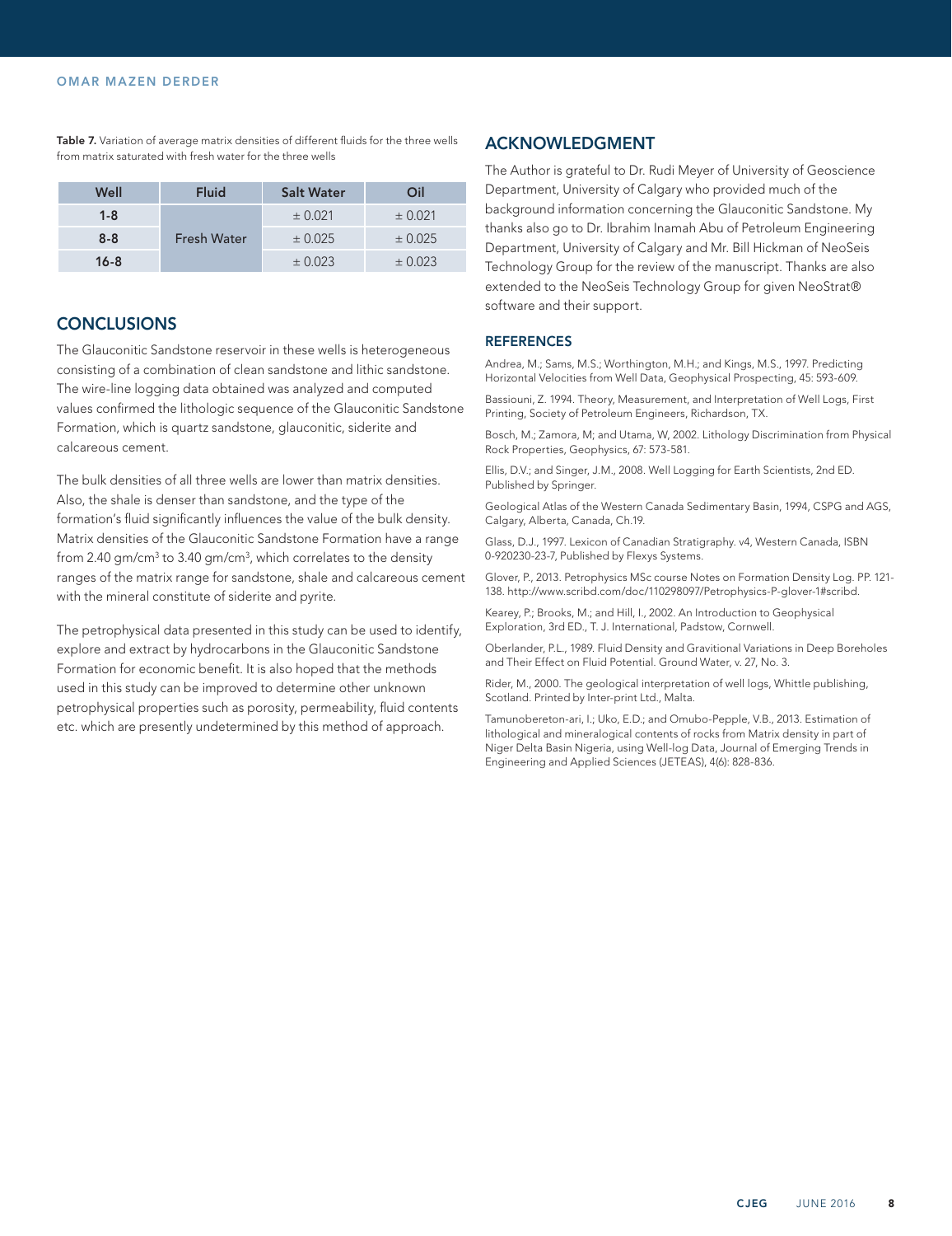**Table 7.** Variation of average matrix densities of different fluids for the three wells from matrix saturated with fresh water for the three wells

| Well | Fluid | Salt Water | Oil |
|---|---|---|---|
| **1-8** | Fresh Water | ± 0.021 | ± 0.021 |
| **8-8** | | ± 0.025 | ± 0.025 |
| **16-8** | | ± 0.023 | ± 0.023 |

## CONCLUSIONS

The Glauconitic Sandstone reservoir in these wells is heterogeneous consisting of a combination of clean sandstone and lithic sandstone. The wire-line logging data obtained was analyzed and computed values confirmed the lithologic sequence of the Glauconitic Sandstone Formation, which is quartz sandstone, glauconitic, siderite and calcareous cement.

The bulk densities of all three wells are lower than matrix densities. Also, the shale is denser than sandstone, and the type of the formation's fluid significantly influences the value of the bulk density. Matrix densities of the Glauconitic Sandstone Formation have a range from 2.40 gm/cm$^3$ to 3.40 gm/cm$^3$, which correlates to the density ranges of the matrix range for sandstone, shale and calcareous cement with the mineral constitute of siderite and pyrite.

The petrophysical data presented in this study can be used to identify, explore and extract by hydrocarbons in the Glauconitic Sandstone Formation for economic benefit. It is also hoped that the methods used in this study can be improved to determine other unknown petrophysical properties such as porosity, permeability, fluid contents etc. which are presently undetermined by this method of approach.

## ACKNOWLEDGMENT

The Author is grateful to Dr. Rudi Meyer of University of Geoscience Department, University of Calgary who provided much of the background information concerning the Glauconitic Sandstone. My thanks also go to Dr. Ibrahim Inamah Abu of Petroleum Engineering Department, University of Calgary and Mr. Bill Hickman of NeoSeis Technology Group for the review of the manuscript. Thanks are also extended to the NeoSeis Technology Group for given NeoStrat® software and their support.

### REFERENCES

Andrea, M.; Sams, M.S.; Worthington, M.H.; and Kings, M.S., 1997. Predicting Horizontal Velocities from Well Data, Geophysical Prospecting, 45: 593-609.

Bassiouni, Z. 1994. Theory, Measurement, and Interpretation of Well Logs, First Printing, Society of Petroleum Engineers, Richardson, TX.

Bosch, M.; Zamora, M; and Utama, W, 2002. Lithology Discrimination from Physical Rock Properties, Geophysics, 67: 573-581.

Ellis, D.V.; and Singer, J.M., 2008. Well Logging for Earth Scientists, 2nd ED. Published by Springer.

Geological Atlas of the Western Canada Sedimentary Basin, 1994, CSPG and AGS, Calgary, Alberta, Canada, Ch.19.

Glass, D.J., 1997. Lexicon of Canadian Stratigraphy. v4, Western Canada, ISBN 0-920230-23-7, Published by Flexys Systems.

Glover, P., 2013. Petrophysics MSc course Notes on Formation Density Log. PP. 121-138. http://www.scribd.com/doc/110298097/Petrophysics-P-glover-1#scribd.

Kearey, P.; Brooks, M.; and Hill, I., 2002. An Introduction to Geophysical Exploration, 3rd ED., T. J. International, Padstow, Cornwell.

Oberlander, P.L., 1989. Fluid Density and Gravitional Variations in Deep Boreholes and Their Effect on Fluid Potential. Ground Water, v. 27, No. 3.

Rider, M., 2000. The geological interpretation of well logs, Whittle publishing, Scotland. Printed by Inter-print Ltd., Malta.

Tamunobereton-ari, I.; Uko, E.D.; and Omubo-Pepple, V.B., 2013. Estimation of lithological and mineralogical contents of rocks from Matrix density in part of Niger Delta Basin Nigeria, using Well-log Data, Journal of Emerging Trends in Engineering and Applied Sciences (JETEAS), 4(6): 828-836.